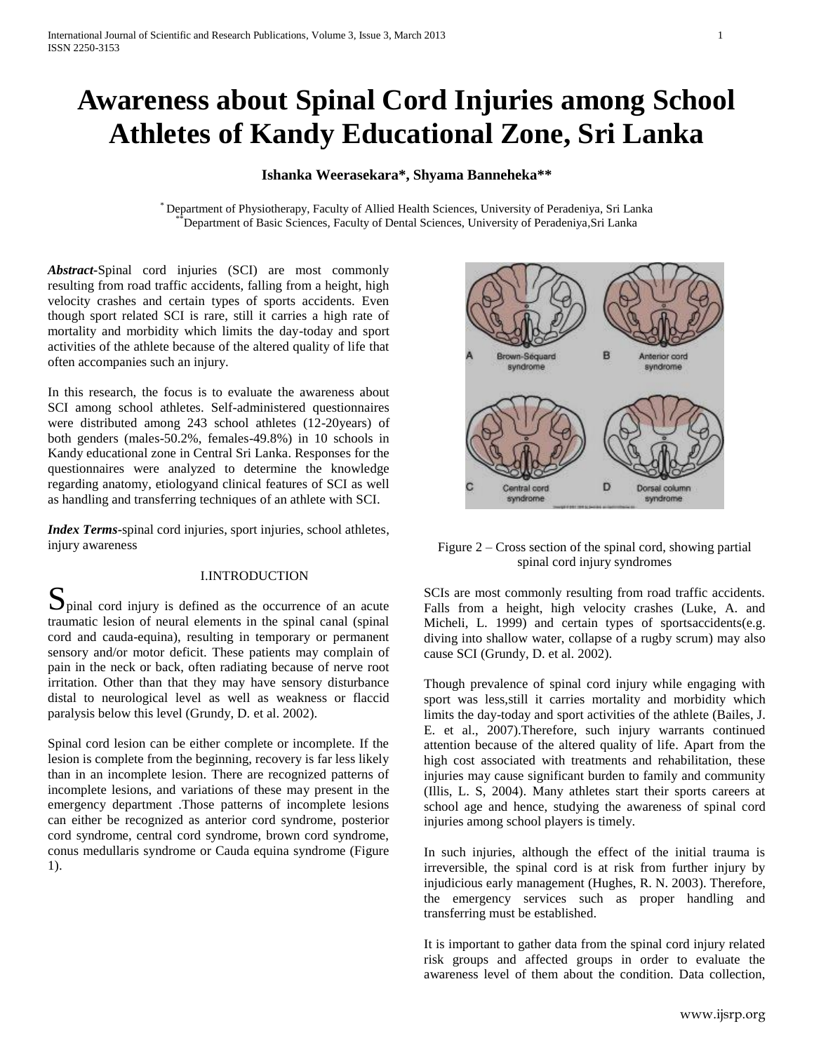# Awareness about Spinal Cord Injuries among School Athletes of Kandy Educational Zone, Sri Lanka

**Ishanka Weerasekara*, Shyama Banneheka****

* Department of Physiotherapy, Faculty of Allied Health Sciences, University of Peradeniya, Sri Lanka
** Department of Basic Sciences, Faculty of Dental Sciences, University of Peradeniya, Sri Lanka

***Abstract***-Spinal cord injuries (SCI) are most commonly resulting from road traffic accidents, falling from a height, high velocity crashes and certain types of sports accidents. Even though sport related SCI is rare, still it carries a high rate of mortality and morbidity which limits the day-today and sport activities of the athlete because of the altered quality of life that often accompanies such an injury.

In this research, the focus is to evaluate the awareness about SCI among school athletes. Self-administered questionnaires were distributed among 243 school athletes (12-20years) of both genders (males-50.2%, females-49.8%) in 10 schools in Kandy educational zone in Central Sri Lanka. Responses for the questionnaires were analyzed to determine the knowledge regarding anatomy, etiologyand clinical features of SCI as well as handling and transferring techniques of an athlete with SCI.

***Index Terms***-spinal cord injuries, sport injuries, school athletes, injury awareness

## I.INTRODUCTION

Spinal cord injury is defined as the occurrence of an acute traumatic lesion of neural elements in the spinal canal (spinal cord and cauda-equina), resulting in temporary or permanent sensory and/or motor deficit. These patients may complain of pain in the neck or back, often radiating because of nerve root irritation. Other than that they may have sensory disturbance distal to neurological level as well as weakness or flaccid paralysis below this level (Grundy, D. et al. 2002).

Spinal cord lesion can be either complete or incomplete. If the lesion is complete from the beginning, recovery is far less likely than in an incomplete lesion. There are recognized patterns of incomplete lesions, and variations of these may present in the emergency department .Those patterns of incomplete lesions can either be recognized as anterior cord syndrome, posterior cord syndrome, central cord syndrome, brown cord syndrome, conus medullaris syndrome or Cauda equina syndrome (Figure 1).

A Brown-Séquard syndrome
B Anterior cord syndrome
C Central cord syndrome
D Dorsal column syndrome

Figure 2 – Cross section of the spinal cord, showing partial spinal cord injury syndromes

SCIs are most commonly resulting from road traffic accidents. Falls from a height, high velocity crashes (Luke, A. and Micheli, L. 1999) and certain types of sportsaccidents(e.g. diving into shallow water, collapse of a rugby scrum) may also cause SCI (Grundy, D. et al. 2002).

Though prevalence of spinal cord injury while engaging with sport was less,still it carries mortality and morbidity which limits the day-today and sport activities of the athlete (Bailes, J. E. et al., 2007).Therefore, such injury warrants continued attention because of the altered quality of life. Apart from the high cost associated with treatments and rehabilitation, these injuries may cause significant burden to family and community (Illis, L. S, 2004). Many athletes start their sports careers at school age and hence, studying the awareness of spinal cord injuries among school players is timely.

In such injuries, although the effect of the initial trauma is irreversible, the spinal cord is at risk from further injury by injudicious early management (Hughes, R. N. 2003). Therefore, the emergency services such as proper handling and transferring must be established.

It is important to gather data from the spinal cord injury related risk groups and affected groups in order to evaluate the awareness level of them about the condition. Data collection,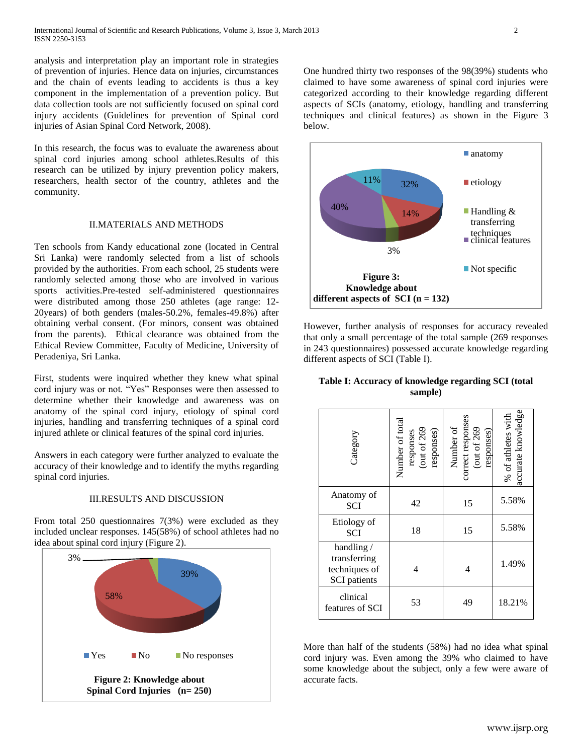analysis and interpretation play an important role in strategies of prevention of injuries. Hence data on injuries, circumstances and the chain of events leading to accidents is thus a key component in the implementation of a prevention policy. But data collection tools are not sufficiently focused on spinal cord injury accidents (Guidelines for prevention of Spinal cord injuries of Asian Spinal Cord Network, 2008).

In this research, the focus was to evaluate the awareness about spinal cord injuries among school athletes.Results of this research can be utilized by injury prevention policy makers, researchers, health sector of the country, athletes and the community.

## II.MATERIALS AND METHODS

Ten schools from Kandy educational zone (located in Central Sri Lanka) were randomly selected from a list of schools provided by the authorities. From each school, 25 students were randomly selected among those who are involved in various sports activities.Pre-tested self-administered questionnaires were distributed among those 250 athletes (age range: 12-20years) of both genders (males-50.2%, females-49.8%) after obtaining verbal consent. (For minors, consent was obtained from the parents). Ethical clearance was obtained from the Ethical Review Committee, Faculty of Medicine, University of Peradeniya, Sri Lanka.

First, students were inquired whether they knew what spinal cord injury was or not. "Yes" Responses were then assessed to determine whether their knowledge and awareness was on anatomy of the spinal cord injury, etiology of spinal cord injuries, handling and transferring techniques of a spinal cord injured athlete or clinical features of the spinal cord injuries.

Answers in each category were further analyzed to evaluate the accuracy of their knowledge and to identify the myths regarding spinal cord injuries.

## III.RESULTS AND DISCUSSION

From total 250 questionnaires 7(3%) were excluded as they included unclear responses. 145(58%) of school athletes had no idea about spinal cord injury (Figure 2).

3%
39%
58%

Yes  No  No responses

**Figure 2: Knowledge about Spinal Cord Injuries (n= 250)**

One hundred thirty two responses of the 98(39%) students who claimed to have some awareness of spinal cord injuries were categorized according to their knowledge regarding different aspects of SCIs (anatomy, etiology, handling and transferring techniques and clinical features) as shown in the Figure 3 below.

anatomy 32%
etiology 14%
Handling & transferring techniques 3%
clinical features 40%
Not specific 11%

**Figure 3: Knowledge about different aspects of SCI (n = 132)**

However, further analysis of responses for accuracy revealed that only a small percentage of the total sample (269 responses in 243 questionnaires) possessed accurate knowledge regarding different aspects of SCI (Table I).

**Table I: Accuracy of knowledge regarding SCI (total sample)**

| Category | Number of total responses (out of 269 responses) | Number of correct responses (out of 269 responses) | % of athletes with accurate knowledge |
|---|---|---|---|
| Anatomy of SCI | 42 | 15 | 5.58% |
| Etiology of SCI | 18 | 15 | 5.58% |
| handling / transferring techniques of SCI patients | 4 | 4 | 1.49% |
| clinical features of SCI | 53 | 49 | 18.21% |

More than half of the students (58%) had no idea what spinal cord injury was. Even among the 39% who claimed to have some knowledge about the subject, only a few were aware of accurate facts.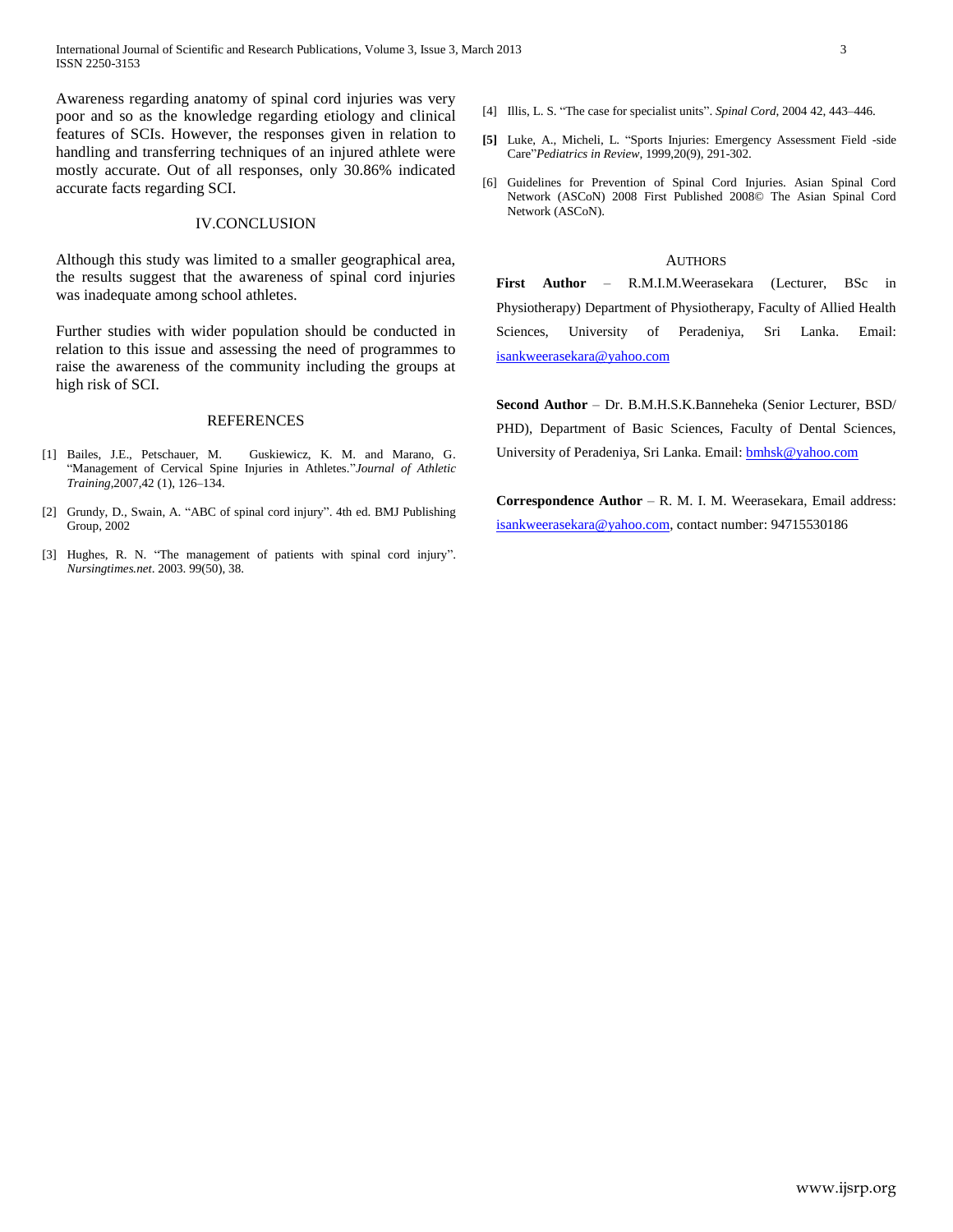Awareness regarding anatomy of spinal cord injuries was very poor and so as the knowledge regarding etiology and clinical features of SCIs. However, the responses given in relation to handling and transferring techniques of an injured athlete were mostly accurate. Out of all responses, only 30.86% indicated accurate facts regarding SCI.

## IV. CONCLUSION

Although this study was limited to a smaller geographical area, the results suggest that the awareness of spinal cord injuries was inadequate among school athletes.

Further studies with wider population should be conducted in relation to this issue and assessing the need of programmes to raise the awareness of the community including the groups at high risk of SCI.

## REFERENCES

[1] Bailes, J.E., Petschauer, M. Guskiewicz, K. M. and Marano, G. "Management of Cervical Spine Injuries in Athletes." *Journal of Athletic Training*, 2007, 42 (1), 126–134.

[2] Grundy, D., Swain, A. "ABC of spinal cord injury". 4th ed. BMJ Publishing Group, 2002

[3] Hughes, R. N. "The management of patients with spinal cord injury". *Nursingtimes.net*. 2003. 99(50), 38.

[4] Illis, L. S. "The case for specialist units". *Spinal Cord*, 2004 42, 443–446.

**[5]** Luke, A., Micheli, L. "Sports Injuries: Emergency Assessment Field -side Care" *Pediatrics in Review*, 1999, 20(9), 291-302.

[6] Guidelines for Prevention of Spinal Cord Injuries. Asian Spinal Cord Network (ASCoN) 2008 First Published 2008© The Asian Spinal Cord Network (ASCoN).

## AUTHORS

**First Author** – R.M.I.M.Weerasekara (Lecturer, BSc in Physiotherapy) Department of Physiotherapy, Faculty of Allied Health Sciences, University of Peradeniya, Sri Lanka. Email: isankweerasekara@yahoo.com

**Second Author** – Dr. B.M.H.S.K.Banneheka (Senior Lecturer, BSD/ PHD), Department of Basic Sciences, Faculty of Dental Sciences, University of Peradeniya, Sri Lanka. Email: bmhsk@yahoo.com

**Correspondence Author** – R. M. I. M. Weerasekara, Email address: isankweerasekara@yahoo.com, contact number: 94715530186